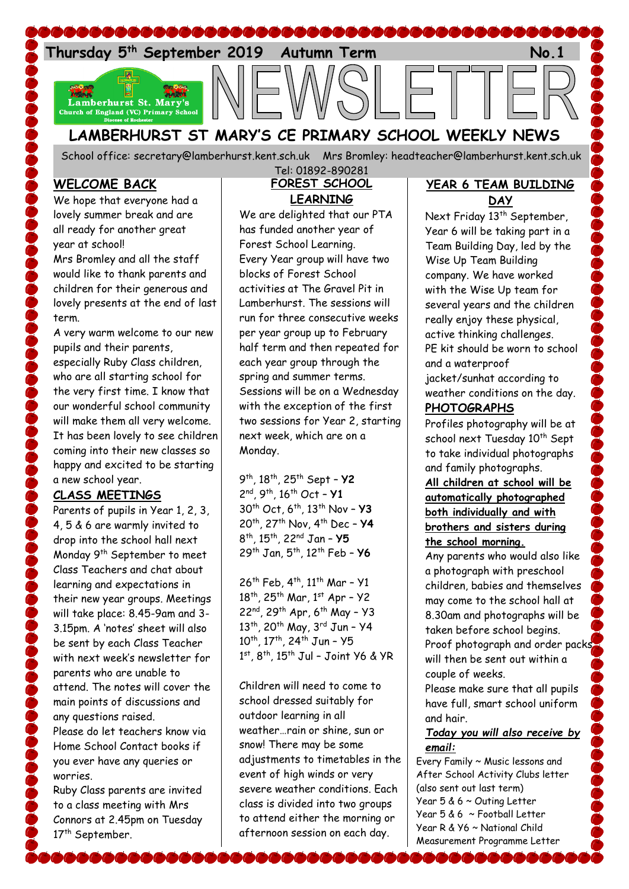**Thursday 5th September 2019 Autumn Term No.1**

Lamberhurst St. Mary's Church of England (VC) Primary School
Diocese of Rochester

# NEWSLETTER

# LAMBERHURST ST MARY'S CE PRIMARY SCHOOL WEEKLY NEWS

School office: secretary@lamberhurst.kent.sch.uk Mrs Bromley: headteacher@lamberhurst.kent.sch.uk
Tel: 01892-890281

## WELCOME BACK

We hope that everyone had a lovely summer break and are all ready for another great year at school!

Mrs Bromley and all the staff would like to thank parents and children for their generous and lovely presents at the end of last term.

A very warm welcome to our new pupils and their parents, especially Ruby Class children, who are all starting school for the very first time. I know that our wonderful school community will make them all very welcome. It has been lovely to see children coming into their new classes so happy and excited to be starting a new school year.

## CLASS MEETINGS

Parents of pupils in Year 1, 2, 3, 4, 5 & 6 are warmly invited to drop into the school hall next Monday 9th September to meet Class Teachers and chat about learning and expectations in their new year groups. Meetings will take place: 8.45-9am and 3-3.15pm. A 'notes' sheet will also be sent by each Class Teacher with next week's newsletter for parents who are unable to attend. The notes will cover the main points of discussions and any questions raised.

Please do let teachers know via Home School Contact books if you ever have any queries or worries.

Ruby Class parents are invited to a class meeting with Mrs Connors at 2.45pm on Tuesday 17th September.

## FOREST SCHOOL LEARNING

We are delighted that our PTA has funded another year of Forest School Learning. Every Year group will have two blocks of Forest School activities at The Gravel Pit in Lamberhurst. The sessions will run for three consecutive weeks per year group up to February half term and then repeated for each year group through the spring and summer terms. Sessions will be on a Wednesday with the exception of the first two sessions for Year 2, starting next week, which are on a Monday.

9th, 18th, 25th Sept – **Y2**
2nd, 9th, 16th Oct – **Y1**
30th Oct, 6th, 13th Nov – **Y3**
20th, 27th Nov, 4th Dec – **Y4**
8th, 15th, 22nd Jan – **Y5**
29th Jan, 5th, 12th Feb – **Y6**

26th Feb, 4th, 11th Mar – Y1
18th, 25th Mar, 1st Apr – Y2
22nd, 29th Apr, 6th May – Y3
13th, 20th May, 3rd Jun – Y4
10th, 17th, 24th Jun – Y5
1st, 8th, 15th Jul – Joint Y6 & YR

Children will need to come to school dressed suitably for outdoor learning in all weather…rain or shine, sun or snow! There may be some adjustments to timetables in the event of high winds or very severe weather conditions. Each class is divided into two groups to attend either the morning or afternoon session on each day.

## YEAR 6 TEAM BUILDING DAY

Next Friday 13th September, Year 6 will be taking part in a Team Building Day, led by the Wise Up Team Building company. We have worked with the Wise Up team for several years and the children really enjoy these physical, active thinking challenges.

PE kit should be worn to school and a waterproof jacket/sunhat according to weather conditions on the day.

## PHOTOGRAPHS

Profiles photography will be at school next Tuesday 10th Sept to take individual photographs and family photographs.

**All children at school will be automatically photographed both individually and with brothers and sisters during the school morning.**

Any parents who would also like a photograph with preschool children, babies and themselves may come to the school hall at 8.30am and photographs will be taken before school begins.

Proof photograph and order packs will then be sent out within a couple of weeks.

Please make sure that all pupils have full, smart school uniform and hair.

***Today you will also receive by email:***

Every Family ~ Music lessons and After School Activity Clubs letter (also sent out last term)
Year 5 & 6 ~ Outing Letter
Year 5 & 6 ~ Football Letter
Year R & Y6 ~ National Child Measurement Programme Letter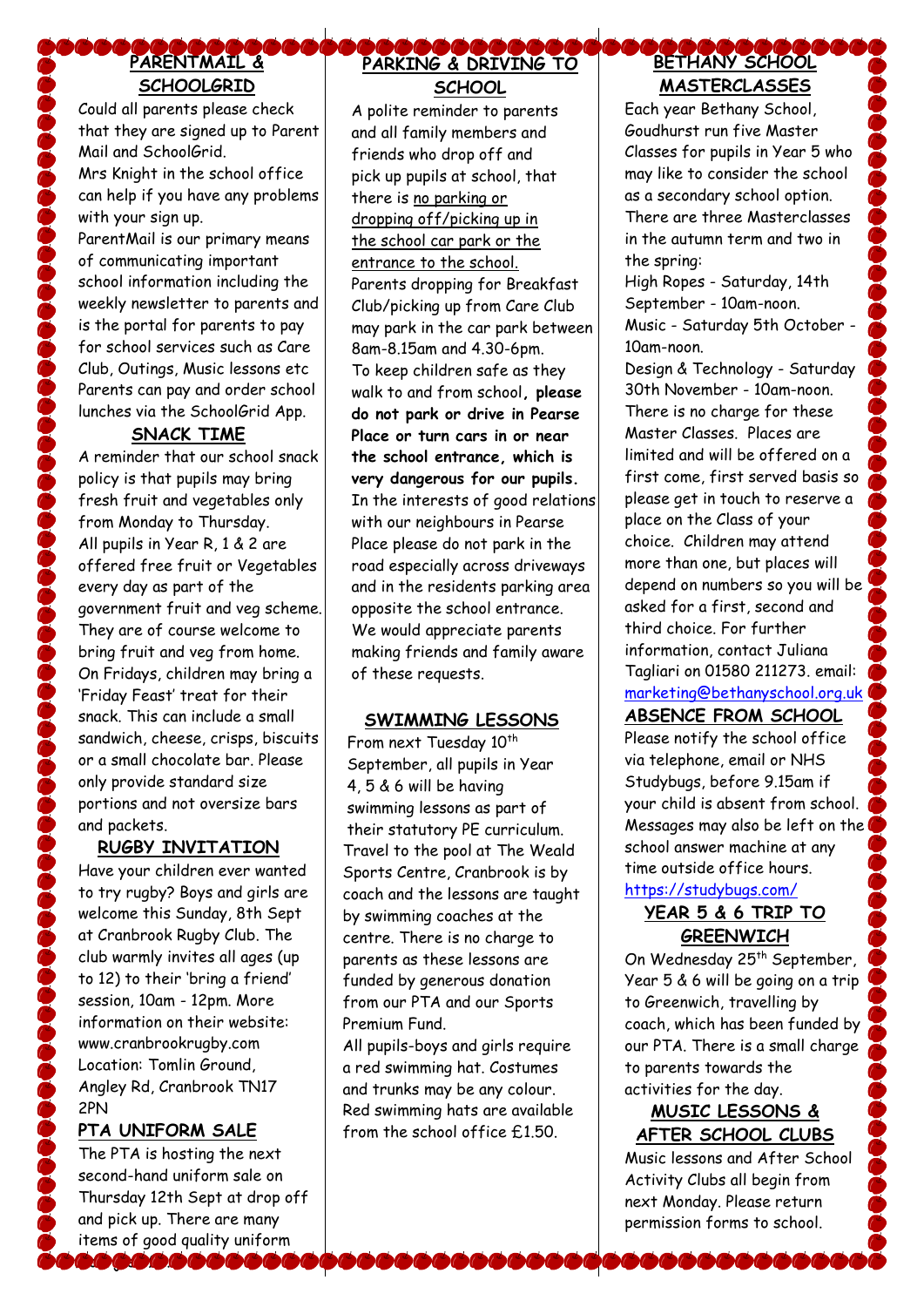## PARENTMAIL & SCHOOLGRID

Could all parents please check that they are signed up to Parent Mail and SchoolGrid.
Mrs Knight in the school office can help if you have any problems with your sign up.
ParentMail is our primary means of communicating important school information including the weekly newsletter to parents and is the portal for parents to pay for school services such as Care Club, Outings, Music lessons etc Parents can pay and order school lunches via the SchoolGrid App.

## SNACK TIME

A reminder that our school snack policy is that pupils may bring fresh fruit and vegetables only from Monday to Thursday.
All pupils in Year R, 1 & 2 are offered free fruit or Vegetables every day as part of the government fruit and veg scheme. They are of course welcome to bring fruit and veg from home.
On Fridays, children may bring a 'Friday Feast' treat for their snack. This can include a small sandwich, cheese, crisps, biscuits or a small chocolate bar. Please only provide standard size portions and not oversize bars and packets.

## RUGBY INVITATION

Have your children ever wanted to try rugby? Boys and girls are welcome this Sunday, 8th Sept at Cranbrook Rugby Club. The club warmly invites all ages (up to 12) to their 'bring a friend' session, 10am - 12pm. More information on their website: www.cranbrookrugby.com
Location: Tomlin Ground, Angley Rd, Cranbrook TN17 2PN

## PTA UNIFORM SALE

The PTA is hosting the next second-hand uniform sale on Thursday 12th Sept at drop off and pick up. There are many items of good quality uniform

## PARKING & DRIVING TO SCHOOL

A polite reminder to parents and all family members and friends who drop off and pick up pupils at school, that there is no parking or dropping off/picking up in the school car park or the entrance to the school.
Parents dropping for Breakfast Club/picking up from Care Club may park in the car park between 8am-8.15am and 4.30-6pm.
To keep children safe as they walk to and from school, **please do not park or drive in Pearse Place or turn cars in or near the school entrance, which is very dangerous for our pupils.**
In the interests of good relations with our neighbours in Pearse Place please do not park in the road especially across driveways and in the residents parking area opposite the school entrance.
We would appreciate parents making friends and family aware of these requests.

## SWIMMING LESSONS

From next Tuesday 10th September, all pupils in Year 4, 5 & 6 will be having swimming lessons as part of their statutory PE curriculum.
Travel to the pool at The Weald Sports Centre, Cranbrook is by coach and the lessons are taught by swimming coaches at the centre. There is no charge to parents as these lessons are funded by generous donation from our PTA and our Sports Premium Fund.
All pupils-boys and girls require a red swimming hat. Costumes and trunks may be any colour. Red swimming hats are available from the school office £1.50.

## BETHANY SCHOOL MASTERCLASSES

Each year Bethany School, Goudhurst run five Master Classes for pupils in Year 5 who may like to consider the school as a secondary school option. There are three Masterclasses in the autumn term and two in the spring:
High Ropes - Saturday, 14th September - 10am-noon.
Music - Saturday 5th October - 10am-noon.
Design & Technology - Saturday 30th November - 10am-noon.
There is no charge for these Master Classes. Places are limited and will be offered on a first come, first served basis so please get in touch to reserve a place on the Class of your choice. Children may attend more than one, but places will depend on numbers so you will be asked for a first, second and third choice. For further information, contact Juliana Tagliari on 01580 211273. email: marketing@bethanyschool.org.uk

## ABSENCE FROM SCHOOL

Please notify the school office via telephone, email or NHS Studybugs, before 9.15am if your child is absent from school. Messages may also be left on the school answer machine at any time outside office hours.
https://studybugs.com/

## YEAR 5 & 6 TRIP TO GREENWICH

On Wednesday 25th September, Year 5 & 6 will be going on a trip to Greenwich, travelling by coach, which has been funded by our PTA. There is a small charge to parents towards the activities for the day.

## MUSIC LESSONS & AFTER SCHOOL CLUBS

Music lessons and After School Activity Clubs all begin from next Monday. Please return permission forms to school.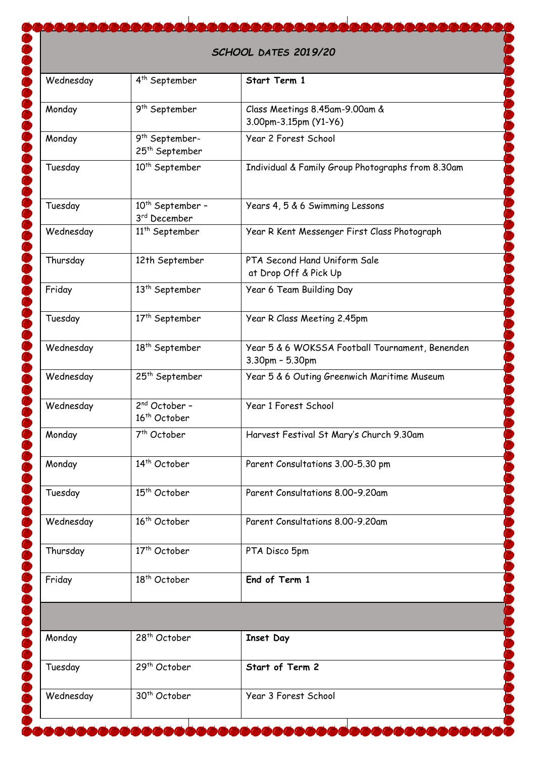| SCHOOL DATES 2019/20 | | |
|---|---|---|
| Wednesday | 4th September | **Start Term 1** |
| Monday | 9th September | Class Meetings 8.45am-9.00am & 3.00pm-3.15pm (Y1-Y6) |
| Monday | 9th September-25th September | Year 2 Forest School |
| Tuesday | 10th September | Individual & Family Group Photographs from 8.30am |
| Tuesday | 10th September – 3rd December | Years 4, 5 & 6 Swimming Lessons |
| Wednesday | 11th September | Year R Kent Messenger First Class Photograph |
| Thursday | 12th September | PTA Second Hand Uniform Sale at Drop Off & Pick Up |
| Friday | 13th September | Year 6 Team Building Day |
| Tuesday | 17th September | Year R Class Meeting 2.45pm |
| Wednesday | 18th September | Year 5 & 6 WOKSSA Football Tournament, Benenden 3.30pm – 5.30pm |
| Wednesday | 25th September | Year 5 & 6 Outing Greenwich Maritime Museum |
| Wednesday | 2nd October – 16th October | Year 1 Forest School |
| Monday | 7th October | Harvest Festival St Mary's Church 9.30am |
| Monday | 14th October | Parent Consultations 3.00-5.30 pm |
| Tuesday | 15th October | Parent Consultations 8.00–9.20am |
| Wednesday | 16th October | Parent Consultations 8.00-9.20am |
| Thursday | 17th October | PTA Disco 5pm |
| Friday | 18th October | **End of Term 1** |
| | | |
| Monday | 28th October | **Inset Day** |
| Tuesday | 29th October | **Start of Term 2** |
| Wednesday | 30th October | Year 3 Forest School |